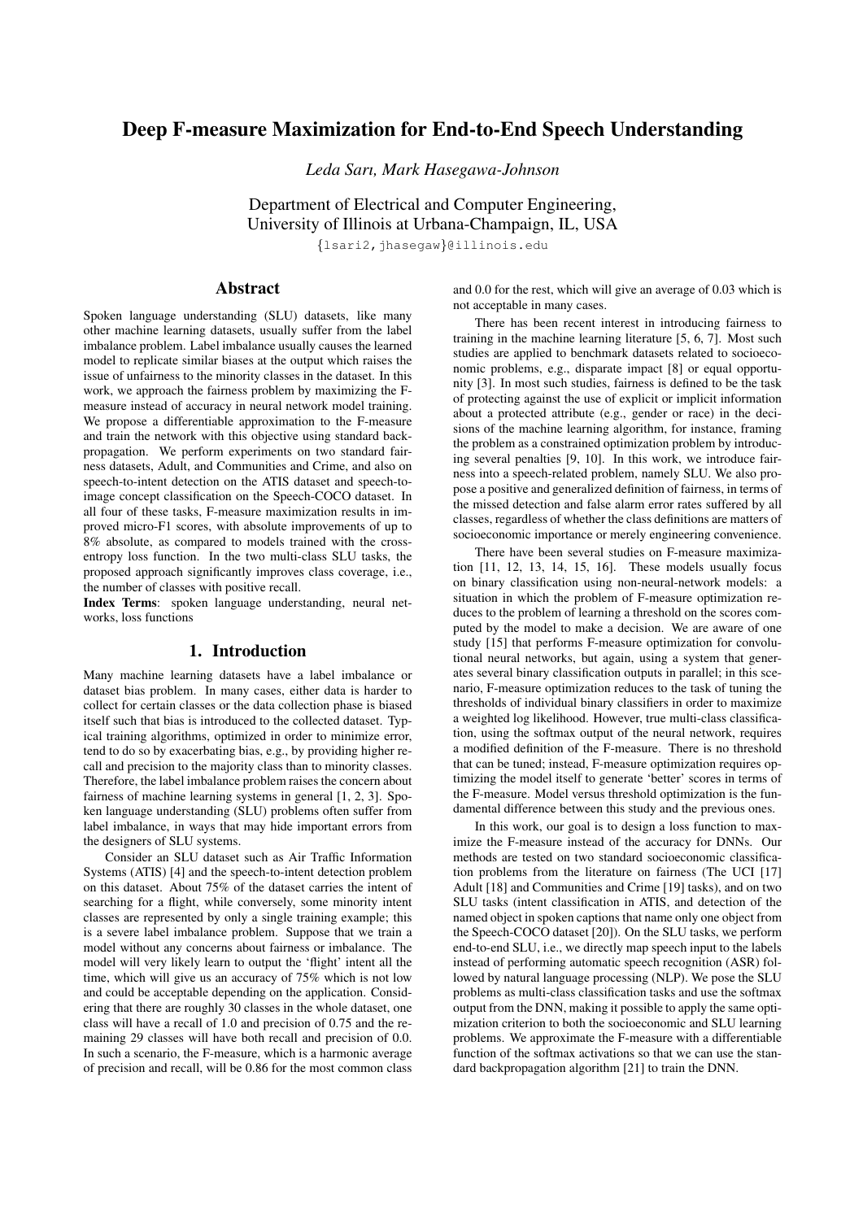# Deep F-measure Maximization for End-to-End Speech Understanding

*Leda Sari, Mark Hasegawa-Johnson*

Department of Electrical and Computer Engineering,
University of Illinois at Urbana-Champaign, IL, USA

{lsari2,jhasegaw}@illinois.edu

## Abstract

Spoken language understanding (SLU) datasets, like many other machine learning datasets, usually suffer from the label imbalance problem. Label imbalance usually causes the learned model to replicate similar biases at the output which raises the issue of unfairness to the minority classes in the dataset. In this work, we approach the fairness problem by maximizing the F-measure instead of accuracy in neural network model training. We propose a differentiable approximation to the F-measure and train the network with this objective using standard back-propagation. We perform experiments on two standard fairness datasets, Adult, and Communities and Crime, and also on speech-to-intent detection on the ATIS dataset and speech-to-image concept classification on the Speech-COCO dataset. In all four of these tasks, F-measure maximization results in improved micro-F1 scores, with absolute improvements of up to 8% absolute, as compared to models trained with the cross-entropy loss function. In the two multi-class SLU tasks, the proposed approach significantly improves class coverage, i.e., the number of classes with positive recall.

**Index Terms**: spoken language understanding, neural networks, loss functions

## 1. Introduction

Many machine learning datasets have a label imbalance or dataset bias problem. In many cases, either data is harder to collect for certain classes or the data collection phase is biased itself such that bias is introduced to the collected dataset. Typical training algorithms, optimized in order to minimize error, tend to do so by exacerbating bias, e.g., by providing higher recall and precision to the majority class than to minority classes. Therefore, the label imbalance problem raises the concern about fairness of machine learning systems in general [1, 2, 3]. Spoken language understanding (SLU) problems often suffer from label imbalance, in ways that may hide important errors from the designers of SLU systems.

Consider an SLU dataset such as Air Traffic Information Systems (ATIS) [4] and the speech-to-intent detection problem on this dataset. About 75% of the dataset carries the intent of searching for a flight, while conversely, some minority intent classes are represented by only a single training example; this is a severe label imbalance problem. Suppose that we train a model without any concerns about fairness or imbalance. The model will very likely learn to output the 'flight' intent all the time, which will give us an accuracy of 75% which is not low and could be acceptable depending on the application. Considering that there are roughly 30 classes in the whole dataset, one class will have a recall of 1.0 and precision of 0.75 and the remaining 29 classes will have both recall and precision of 0.0. In such a scenario, the F-measure, which is a harmonic average of precision and recall, will be 0.86 for the most common class and 0.0 for the rest, which will give an average of 0.03 which is not acceptable in many cases.

There has been recent interest in introducing fairness to training in the machine learning literature [5, 6, 7]. Most such studies are applied to benchmark datasets related to socioeconomic problems, e.g., disparate impact [8] or equal opportunity [3]. In most such studies, fairness is defined to be the task of protecting against the use of explicit or implicit information about a protected attribute (e.g., gender or race) in the decisions of the machine learning algorithm, for instance, framing the problem as a constrained optimization problem by introducing several penalties [9, 10]. In this work, we introduce fairness into a speech-related problem, namely SLU. We also propose a positive and generalized definition of fairness, in terms of the missed detection and false alarm error rates suffered by all classes, regardless of whether the class definitions are matters of socioeconomic importance or merely engineering convenience.

There have been several studies on F-measure maximization [11, 12, 13, 14, 15, 16]. These models usually focus on binary classification using non-neural-network models: a situation in which the problem of F-measure optimization reduces to the problem of learning a threshold on the scores computed by the model to make a decision. We are aware of one study [15] that performs F-measure optimization for convolutional neural networks, but again, using a system that generates several binary classification outputs in parallel; in this scenario, F-measure optimization reduces to the task of tuning the thresholds of individual binary classifiers in order to maximize a weighted log likelihood. However, true multi-class classification, using the softmax output of the neural network, requires a modified definition of the F-measure. There is no threshold that can be tuned; instead, F-measure optimization requires optimizing the model itself to generate 'better' scores in terms of the F-measure. Model versus threshold optimization is the fundamental difference between this study and the previous ones.

In this work, our goal is to design a loss function to maximize the F-measure instead of the accuracy for DNNs. Our methods are tested on two standard socioeconomic classification problems from the literature on fairness (The UCI [17] Adult [18] and Communities and Crime [19] tasks), and on two SLU tasks (intent classification in ATIS, and detection of the named object in spoken captions that name only one object from the Speech-COCO dataset [20]). On the SLU tasks, we perform end-to-end SLU, i.e., we directly map speech input to the labels instead of performing automatic speech recognition (ASR) followed by natural language processing (NLP). We pose the SLU problems as multi-class classification tasks and use the softmax output from the DNN, making it possible to apply the same optimization criterion to both the socioeconomic and SLU learning problems. We approximate the F-measure with a differentiable function of the softmax activations so that we can use the standard backpropagation algorithm [21] to train the DNN.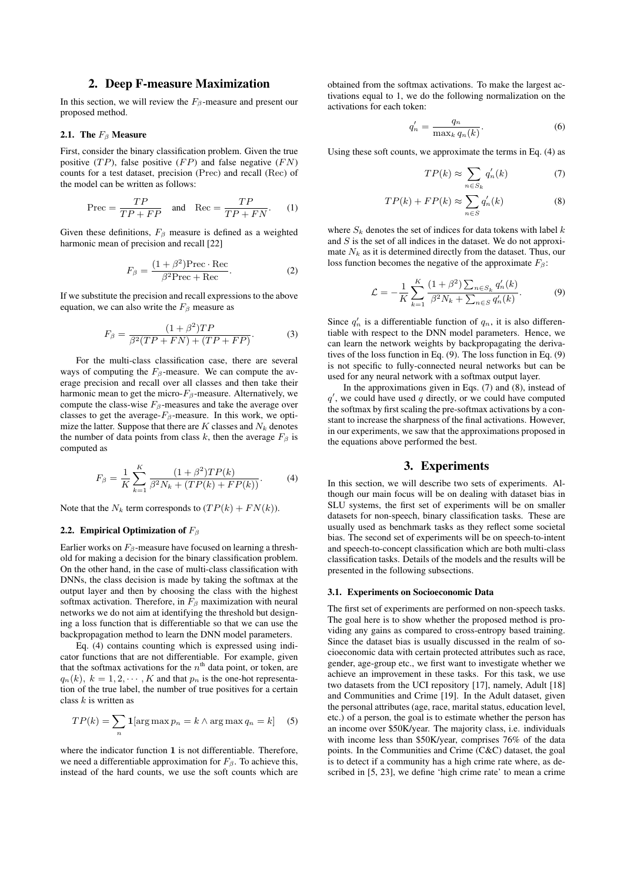## 2. Deep F-measure Maximization

In this section, we will review the $F_\beta$-measure and present our proposed method.

### 2.1. The $F_\beta$ Measure

First, consider the binary classification problem. Given the true positive ($TP$), false positive ($FP$) and false negative ($FN$) counts for a test dataset, precision (Prec) and recall (Rec) of the model can be written as follows:

$$\text{Prec} = \frac{TP}{TP + FP} \quad \text{and} \quad \text{Rec} = \frac{TP}{TP + FN}. \tag{1}$$

Given these definitions, $F_\beta$ measure is defined as a weighted harmonic mean of precision and recall [22]

$$F_\beta = \frac{(1+\beta^2)\text{Prec} \cdot \text{Rec}}{\beta^2 \text{Prec} + \text{Rec}}. \tag{2}$$

If we substitute the precision and recall expressions to the above equation, we can also write the $F_\beta$ measure as

$$F_\beta = \frac{(1+\beta^2)TP}{\beta^2(TP + FN) + (TP + FP)}. \tag{3}$$

For the multi-class classification case, there are several ways of computing the $F_\beta$-measure. We can compute the average precision and recall over all classes and then take their harmonic mean to get the micro-$F_\beta$-measure. Alternatively, we compute the class-wise $F_\beta$-measures and take the average over classes to get the average-$F_\beta$-measure. In this work, we optimize the latter. Suppose that there are $K$ classes and $N_k$ denotes the number of data points from class $k$, then the average $F_\beta$ is computed as

$$F_\beta = \frac{1}{K}\sum_{k=1}^{K} \frac{(1+\beta^2)TP(k)}{\beta^2 N_k + (TP(k) + FP(k))}. \tag{4}$$

Note that the $N_k$ term corresponds to $(TP(k) + FN(k))$.

### 2.2. Empirical Optimization of $F_\beta$

Earlier works on $F_\beta$-measure have focused on learning a threshold for making a decision for the binary classification problem. On the other hand, in the case of multi-class classification with DNNs, the class decision is made by taking the softmax at the output layer and then by choosing the class with the highest softmax activation. Therefore, in $F_\beta$ maximization with neural networks we do not aim at identifying the threshold but designing a loss function that is differentiable so that we can use the backpropagation method to learn the DNN model parameters.

Eq. (4) contains counting which is expressed using indicator functions that are not differentiable. For example, given that the softmax activations for the $n^{\text{th}}$ data point, or token, are $q_n(k),\ k = 1, 2, \cdots, K$ and that $p_n$ is the one-hot representation of the true label, the number of true positives for a certain class $k$ is written as

$$TP(k) = \sum_n \mathbf{1}[\arg\max p_n = k \wedge \arg\max q_n = k] \tag{5}$$

where the indicator function $\mathbf{1}$ is not differentiable. Therefore, we need a differentiable approximation for $F_\beta$. To achieve this, instead of the hard counts, we use the soft counts which are obtained from the softmax activations. To make the largest activations equal to 1, we do the following normalization on the activations for each token:

$$q'_n = \frac{q_n}{\max_k q_n(k)}. \tag{6}$$

Using these soft counts, we approximate the terms in Eq. (4) as

$$TP(k) \approx \sum_{n \in S_k} q'_n(k) \tag{7}$$

$$TP(k) + FP(k) \approx \sum_{n \in S} q'_n(k) \tag{8}$$

where $S_k$ denotes the set of indices for data tokens with label $k$ and $S$ is the set of all indices in the dataset. We do not approximate $N_k$ as it is determined directly from the dataset. Thus, our loss function becomes the negative of the approximate $F_\beta$:

$$\mathcal{L} = -\frac{1}{K}\sum_{k=1}^{K} \frac{(1+\beta^2)\sum_{n \in S_k} q'_n(k)}{\beta^2 N_k + \sum_{n \in S} q'_n(k)}. \tag{9}$$

Since $q'_n$ is a differentiable function of $q_n$, it is also differentiable with respect to the DNN model parameters. Hence, we can learn the network weights by backpropagating the derivatives of the loss function in Eq. (9). The loss function in Eq. (9) is not specific to fully-connected neural networks but can be used for any neural network with a softmax output layer.

In the approximations given in Eqs. (7) and (8), instead of $q'$, we could have used $q$ directly, or we could have computed the softmax by first scaling the pre-softmax activations by a constant to increase the sharpness of the final activations. However, in our experiments, we saw that the approximations proposed in the equations above performed the best.

## 3. Experiments

In this section, we will describe two sets of experiments. Although our main focus will be on dealing with dataset bias in SLU systems, the first set of experiments will be on smaller datasets for non-speech, binary classification tasks. These are usually used as benchmark tasks as they reflect some societal bias. The second set of experiments will be on speech-to-intent and speech-to-concept classification which are both multi-class classification tasks. Details of the models and the results will be presented in the following subsections.

### 3.1. Experiments on Socioeconomic Data

The first set of experiments are performed on non-speech tasks. The goal here is to show whether the proposed method is providing any gains as compared to cross-entropy based training. Since the dataset bias is usually discussed in the realm of socioeconomic data with certain protected attributes such as race, gender, age-group etc., we first want to investigate whether we achieve an improvement in these tasks. For this task, we use two datasets from the UCI repository [17], namely, Adult [18] and Communities and Crime [19]. In the Adult dataset, given the personal attributes (age, race, marital status, education level, etc.) of a person, the goal is to estimate whether the person has an income over \$50K/year. The majority class, i.e. individuals with income less than \$50K/year, comprises 76% of the data points. In the Communities and Crime (C&C) dataset, the goal is to detect if a community has a high crime rate where, as described in [5, 23], we define 'high crime rate' to mean a crime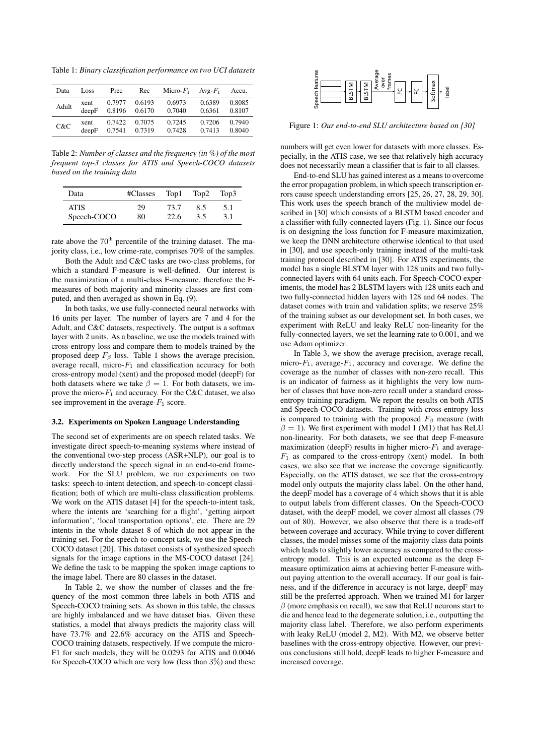Table 1: *Binary classification performance on two UCI datasets*

| Data | Loss | Prec | Rec | Micro-$F_1$ | Avg-$F_1$ | Accu. |
|---|---|---|---|---|---|---|
| Adult | xent | 0.7977 | 0.6193 | 0.6973 | 0.6389 | 0.8085 |
| | deepF | 0.8196 | 0.6170 | 0.7040 | 0.6361 | 0.8107 |
| C&C | xent | 0.7422 | 0.7075 | 0.7245 | 0.7206 | 0.7940 |
| | deepF | 0.7541 | 0.7319 | 0.7428 | 0.7413 | 0.8040 |

Table 2: *Number of classes and the frequency (in %) of the most frequent top-3 classes for ATIS and Speech-COCO datasets based on the training data*

| Data | #Classes | Top1 | Top2 | Top3 |
|---|---|---|---|---|
| ATIS | 29 | 73.7 | 8.5 | 5.1 |
| Speech-COCO | 80 | 22.6 | 3.5 | 3.1 |

rate above the 70th percentile of the training dataset. The majority class, i.e., low crime-rate, comprises 70% of the samples.

Both the Adult and C&C tasks are two-class problems, for which a standard F-measure is well-defined. Our interest is the maximization of a multi-class F-measure, therefore the F-measures of both majority and minority classes are first computed, and then averaged as shown in Eq. (9).

In both tasks, we use fully-connected neural networks with 16 units per layer. The number of layers are 7 and 4 for the Adult, and C&C datasets, respectively. The output is a softmax layer with 2 units. As a baseline, we use the models trained with cross-entropy loss and compare them to models trained by the proposed deep $F_\beta$ loss. Table 1 shows the average precision, average recall, micro-$F_1$ and classification accuracy for both cross-entropy model (xent) and the proposed model (deepF) for both datasets where we take $\beta = 1$. For both datasets, we improve the micro-$F_1$ and accuracy. For the C&C dataset, we also see improvement in the average-$F_1$ score.

### 3.2. Experiments on Spoken Language Understanding

The second set of experiments are on speech related tasks. We investigate direct speech-to-meaning systems where instead of the conventional two-step process (ASR+NLP), our goal is to directly understand the speech signal in an end-to-end framework. For the SLU problem, we run experiments on two tasks: speech-to-intent detection, and speech-to-concept classification; both of which are multi-class classification problems. We work on the ATIS dataset [4] for the speech-to-intent task, where the intents are 'searching for a flight', 'getting airport information', 'local transportation options', etc. There are 29 intents in the whole dataset 8 of which do not appear in the training set. For the speech-to-concept task, we use the Speech-COCO dataset [20]. This dataset consists of synthesized speech signals for the image captions in the MS-COCO dataset [24]. We define the task to be mapping the spoken image captions to the image label. There are 80 classes in the dataset.

In Table 2, we show the number of classes and the frequency of the most common three labels in both ATIS and Speech-COCO training sets. As shown in this table, the classes are highly imbalanced and we have dataset bias. Given these statistics, a model that always predicts the majority class will have 73.7% and 22.6% accuracy on the ATIS and Speech-COCO training datasets, respectively. If we compute the micro-F1 for such models, they will be 0.0293 for ATIS and 0.0046 for Speech-COCO which are very low (less than 3%) and these

Speech features → BLSTM → BLSTM → Average over frames → FC → FC → Softmax → label

Figure 1: *Our end-to-end SLU architecture based on [30]*

numbers will get even lower for datasets with more classes. Especially, in the ATIS case, we see that relatively high accuracy does not necessarily mean a classifier that is fair to all classes.

End-to-end SLU has gained interest as a means to overcome the error propagation problem, in which speech transcription errors cause speech understanding errors [25, 26, 27, 28, 29, 30]. This work uses the speech branch of the multiview model described in [30] which consists of a BLSTM based encoder and a classifier with fully-connected layers (Fig. 1). Since our focus is on designing the loss function for F-measure maximization, we keep the DNN architecture otherwise identical to that used in [30], and use speech-only training instead of the multi-task training protocol described in [30]. For ATIS experiments, the model has a single BLSTM layer with 128 units and two fully-connected layers with 64 units each. For Speech-COCO experiments, the model has 2 BLSTM layers with 128 units each and two fully-connected hidden layers with 128 and 64 nodes. The dataset comes with train and validation splits; we reserve 25% of the training subset as our development set. In both cases, we experiment with ReLU and leaky ReLU non-linearity for the fully-connected layers, we set the learning rate to 0.001, and we use Adam optimizer.

In Table 3, we show the average precision, average recall, micro-$F_1$, average-$F_1$, accuracy and coverage. We define the coverage as the number of classes with non-zero recall. This is an indicator of fairness as it highlights the very low number of classes that have non-zero recall under a standard cross-entropy training paradigm. We report the results on both ATIS and Speech-COCO datasets. Training with cross-entropy loss is compared to training with the proposed $F_\beta$ measure (with $\beta = 1$). We first experiment with model 1 (M1) that has ReLU non-linearity. For both datasets, we see that deep F-measure maximization (deepF) results in higher micro-$F_1$ and average-$F_1$ as compared to the cross-entropy (xent) model. In both cases, we also see that we increase the coverage significantly. Especially, on the ATIS dataset, we see that the cross-entropy model only outputs the majority class label. On the other hand, the deepF model has a coverage of 4 which shows that it is able to output labels from different classes. On the Speech-COCO dataset, with the deepF model, we cover almost all classes (79 out of 80). However, we also observe that there is a trade-off between coverage and accuracy. While trying to cover different classes, the model misses some of the majority class data points which leads to slightly lower accuracy as compared to the cross-entropy model. This is an expected outcome as the deep F-measure optimization aims at achieving better F-measure without paying attention to the overall accuracy. If our goal is fairness, and if the difference in accuracy is not large, deepF may still be the preferred approach. When we trained M1 for larger $\beta$ (more emphasis on recall), we saw that ReLU neurons start to die and hence lead to the degenerate solution, i.e., outputting the majority class label. Therefore, we also perform experiments with leaky ReLU (model 2, M2). With M2, we observe better baselines with the cross-entropy objective. However, our previous conclusions still hold, deepF leads to higher F-measure and increased coverage.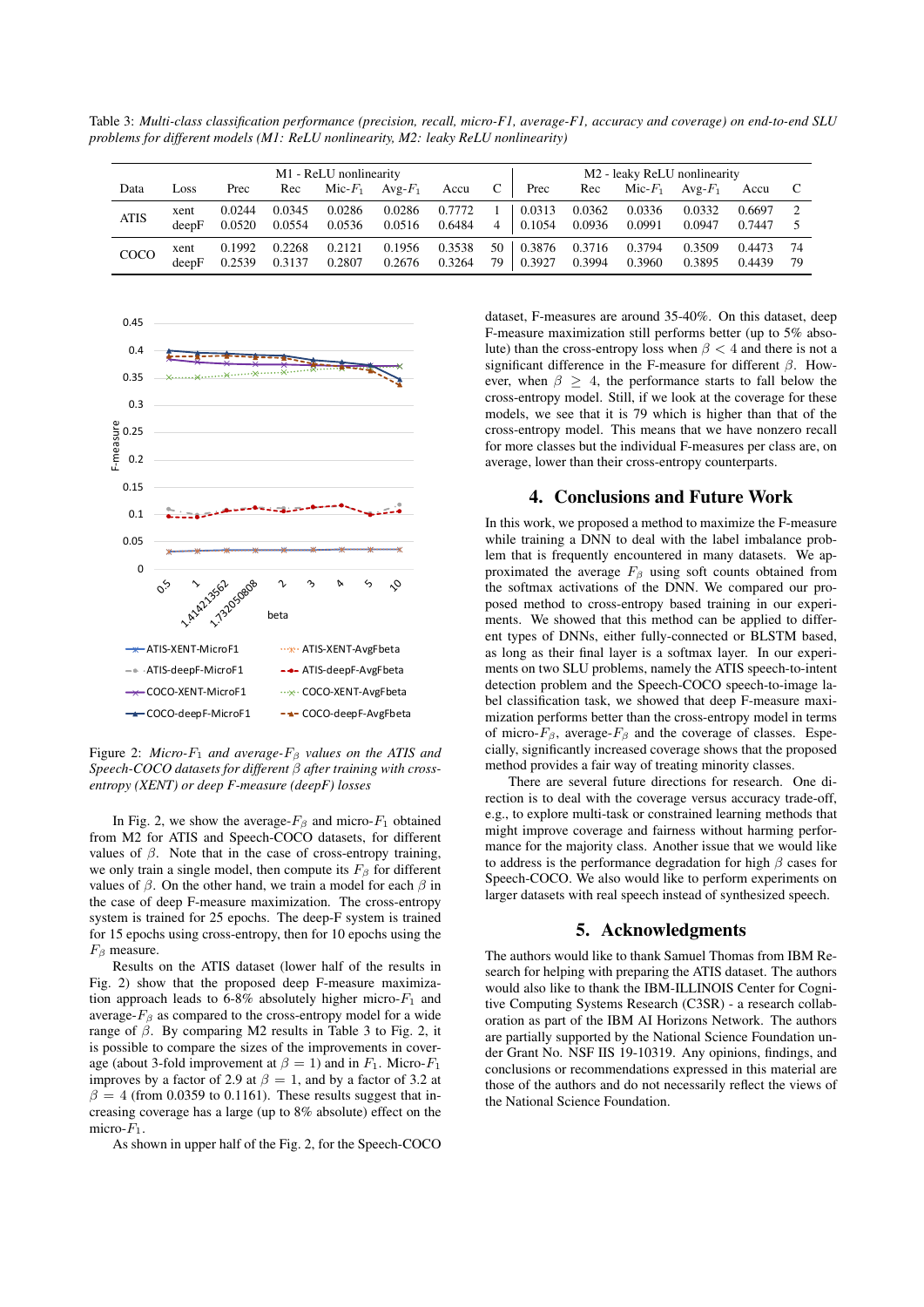Table 3: *Multi-class classification performance (precision, recall, micro-F1, average-F1, accuracy and coverage) on end-to-end SLU problems for different models (M1: ReLU nonlinearity, M2: leaky ReLU nonlinearity)*

| | | M1 - ReLU nonlinearity | | | | | | M2 - leaky ReLU nonlinearity | | | | | |
|---|---|---|---|---|---|---|---|---|---|---|---|---|---|
| Data | Loss | Prec | Rec | Mic-$F_1$ | Avg-$F_1$ | Accu | C | Prec | Rec | Mic-$F_1$ | Avg-$F_1$ | Accu | C |
| ATIS | xent | 0.0244 | 0.0345 | 0.0286 | 0.0286 | 0.7772 | 1 | 0.0313 | 0.0362 | 0.0336 | 0.0332 | 0.6697 | 2 |
| | deepF | 0.0520 | 0.0554 | 0.0536 | 0.0516 | 0.6484 | 4 | 0.1054 | 0.0936 | 0.0991 | 0.0947 | 0.7447 | 5 |
| COCO | xent | 0.1992 | 0.2268 | 0.2121 | 0.1956 | 0.3538 | 50 | 0.3876 | 0.3716 | 0.3794 | 0.3509 | 0.4473 | 74 |
| | deepF | 0.2539 | 0.3137 | 0.2807 | 0.2676 | 0.3264 | 79 | 0.3927 | 0.3994 | 0.3960 | 0.3895 | 0.4439 | 79 |

Figure 2: *Micro-$F_1$ and average-$F_\beta$ values on the ATIS and Speech-COCO datasets for different $\beta$ after training with cross-entropy (XENT) or deep F-measure (deepF) losses*

In Fig. 2, we show the average-$F_\beta$ and micro-$F_1$ obtained from M2 for ATIS and Speech-COCO datasets, for different values of $\beta$. Note that in the case of cross-entropy training, we only train a single model, then compute its $F_\beta$ for different values of $\beta$. On the other hand, we train a model for each $\beta$ in the case of deep F-measure maximization. The cross-entropy system is trained for 25 epochs. The deep-F system is trained for 15 epochs using cross-entropy, then for 10 epochs using the $F_\beta$ measure.

Results on the ATIS dataset (lower half of the results in Fig. 2) show that the proposed deep F-measure maximization approach leads to 6-8% absolutely higher micro-$F_1$ and average-$F_\beta$ as compared to the cross-entropy model for a wide range of $\beta$. By comparing M2 results in Table 3 to Fig. 2, it is possible to compare the sizes of the improvements in coverage (about 3-fold improvement at $\beta = 1$) and in $F_1$. Micro-$F_1$ improves by a factor of 2.9 at $\beta = 1$, and by a factor of 3.2 at $\beta = 4$ (from 0.0359 to 0.1161). These results suggest that increasing coverage has a large (up to 8% absolute) effect on the micro-$F_1$.

As shown in upper half of the Fig. 2, for the Speech-COCO dataset, F-measures are around 35-40%. On this dataset, deep F-measure maximization still performs better (up to 5% absolute) than the cross-entropy loss when $\beta < 4$ and there is not a significant difference in the F-measure for different $\beta$. However, when $\beta \geq 4$, the performance starts to fall below the cross-entropy model. Still, if we look at the coverage for these models, we see that it is 79 which is higher than that of the cross-entropy model. This means that we have nonzero recall for more classes but the individual F-measures per class are, on average, lower than their cross-entropy counterparts.

## 4. Conclusions and Future Work

In this work, we proposed a method to maximize the F-measure while training a DNN to deal with the label imbalance problem that is frequently encountered in many datasets. We approximated the average $F_\beta$ using soft counts obtained from the softmax activations of the DNN. We compared our proposed method to cross-entropy based training in our experiments. We showed that this method can be applied to different types of DNNs, either fully-connected or BLSTM based, as long as their final layer is a softmax layer. In our experiments on two SLU problems, namely the ATIS speech-to-intent detection problem and the Speech-COCO speech-to-image label classification task, we showed that deep F-measure maximization performs better than the cross-entropy model in terms of micro-$F_\beta$, average-$F_\beta$ and the coverage of classes. Especially, significantly increased coverage shows that the proposed method provides a fair way of treating minority classes.

There are several future directions for research. One direction is to deal with the coverage versus accuracy trade-off, e.g., to explore multi-task or constrained learning methods that might improve coverage and fairness without harming performance for the majority class. Another issue that we would like to address is the performance degradation for high $\beta$ cases for Speech-COCO. We also would like to perform experiments on larger datasets with real speech instead of synthesized speech.

## 5. Acknowledgments

The authors would like to thank Samuel Thomas from IBM Research for helping with preparing the ATIS dataset. The authors would also like to thank the IBM-ILLINOIS Center for Cognitive Computing Systems Research (C3SR) - a research collaboration as part of the IBM AI Horizons Network. The authors are partially supported by the National Science Foundation under Grant No. NSF IIS 19-10319. Any opinions, findings, and conclusions or recommendations expressed in this material are those of the authors and do not necessarily reflect the views of the National Science Foundation.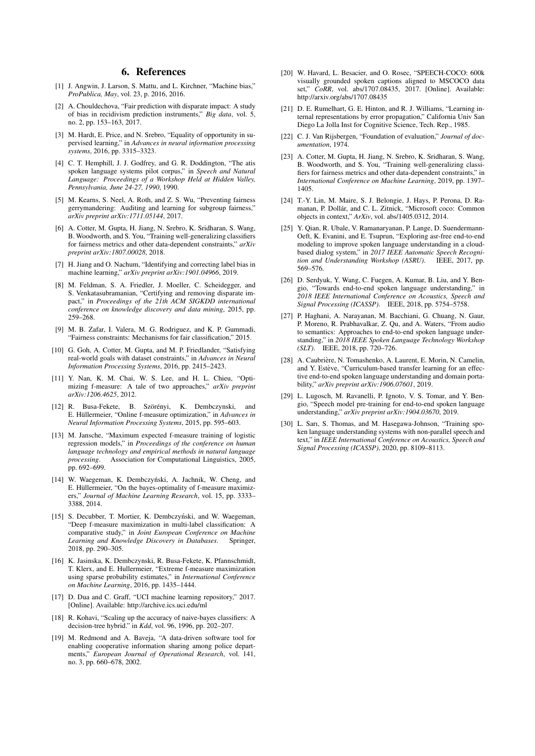## 6. References

[1] J. Angwin, J. Larson, S. Mattu, and L. Kirchner, "Machine bias," *ProPublica, May*, vol. 23, p. 2016, 2016.

[2] A. Chouldechova, "Fair prediction with disparate impact: A study of bias in recidivism prediction instruments," *Big data*, vol. 5, no. 2, pp. 153–163, 2017.

[3] M. Hardt, E. Price, and N. Srebro, "Equality of opportunity in supervised learning," in *Advances in neural information processing systems*, 2016, pp. 3315–3323.

[4] C. T. Hemphill, J. J. Godfrey, and G. R. Doddington, "The atis spoken language systems pilot corpus," in *Speech and Natural Language: Proceedings of a Workshop Held at Hidden Valley, Pennsylvania, June 24-27, 1990*, 1990.

[5] M. Kearns, S. Neel, A. Roth, and Z. S. Wu, "Preventing fairness gerrymandering: Auditing and learning for subgroup fairness," *arXiv preprint arXiv:1711.05144*, 2017.

[6] A. Cotter, M. Gupta, H. Jiang, N. Srebro, K. Sridharan, S. Wang, B. Woodworth, and S. You, "Training well-generalizing classifiers for fairness metrics and other data-dependent constraints," *arXiv preprint arXiv:1807.00028*, 2018.

[7] H. Jiang and O. Nachum, "Identifying and correcting label bias in machine learning," *arXiv preprint arXiv:1901.04966*, 2019.

[8] M. Feldman, S. A. Friedler, J. Moeller, C. Scheidegger, and S. Venkatasubramanian, "Certifying and removing disparate impact," in *Proceedings of the 21th ACM SIGKDD international conference on knowledge discovery and data mining*, 2015, pp. 259–268.

[9] M. B. Zafar, I. Valera, M. G. Rodriguez, and K. P. Gummadi, "Fairness constraints: Mechanisms for fair classification," 2015.

[10] G. Goh, A. Cotter, M. Gupta, and M. P. Friedlander, "Satisfying real-world goals with dataset constraints," in *Advances in Neural Information Processing Systems*, 2016, pp. 2415–2423.

[11] Y. Nan, K. M. Chai, W. S. Lee, and H. L. Chieu, "Optimizing f-measure: A tale of two approaches," *arXiv preprint arXiv:1206.4625*, 2012.

[12] R. Busa-Fekete, B. Szörényi, K. Dembczynski, and E. Hüllermeier, "Online f-measure optimization," in *Advances in Neural Information Processing Systems*, 2015, pp. 595–603.

[13] M. Jansche, "Maximum expected f-measure training of logistic regression models," in *Proceedings of the conference on human language technology and empirical methods in natural language processing*. Association for Computational Linguistics, 2005, pp. 692–699.

[14] W. Waegeman, K. Dembczyński, A. Jachnik, W. Cheng, and E. Hüllermeier, "On the bayes-optimality of f-measure maximizers," *Journal of Machine Learning Research*, vol. 15, pp. 3333–3388, 2014.

[15] S. Decubber, T. Mortier, K. Dembczyński, and W. Waegeman, "Deep f-measure maximization in multi-label classification: A comparative study," in *Joint European Conference on Machine Learning and Knowledge Discovery in Databases*. Springer, 2018, pp. 290–305.

[16] K. Jasinska, K. Dembczynski, R. Busa-Fekete, K. Pfannschmidt, T. Klerx, and E. Hullermeier, "Extreme f-measure maximization using sparse probability estimates," in *International Conference on Machine Learning*, 2016, pp. 1435–1444.

[17] D. Dua and C. Graff, "UCI machine learning repository," 2017. [Online]. Available: http://archive.ics.uci.edu/ml

[18] R. Kohavi, "Scaling up the accuracy of naive-bayes classifiers: A decision-tree hybrid." in *Kdd*, vol. 96, 1996, pp. 202–207.

[19] M. Redmond and A. Baveja, "A data-driven software tool for enabling cooperative information sharing among police departments," *European Journal of Operational Research*, vol. 141, no. 3, pp. 660–678, 2002.

[20] W. Havard, L. Besacier, and O. Rosec, "SPEECH-COCO: 600k visually grounded spoken captions aligned to MSCOCO data set," *CoRR*, vol. abs/1707.08435, 2017. [Online]. Available: http://arxiv.org/abs/1707.08435

[21] D. E. Rumelhart, G. E. Hinton, and R. J. Williams, "Learning internal representations by error propagation," California Univ San Diego La Jolla Inst for Cognitive Science, Tech. Rep., 1985.

[22] C. J. Van Rijsbergen, "Foundation of evaluation," *Journal of documentation*, 1974.

[23] A. Cotter, M. Gupta, H. Jiang, N. Srebro, K. Sridharan, S. Wang, B. Woodworth, and S. You, "Training well-generalizing classifiers for fairness metrics and other data-dependent constraints," in *International Conference on Machine Learning*, 2019, pp. 1397–1405.

[24] T.-Y. Lin, M. Maire, S. J. Belongie, J. Hays, P. Perona, D. Ramanan, P. Dollár, and C. L. Zitnick, "Microsoft coco: Common objects in context," *ArXiv*, vol. abs/1405.0312, 2014.

[25] Y. Qian, R. Ubale, V. Ramanaryanan, P. Lange, D. Suendermann-Oeft, K. Evanini, and E. Tsuprun, "Exploring asr-free end-to-end modeling to improve spoken language understanding in a cloud-based dialog system," in *2017 IEEE Automatic Speech Recognition and Understanding Workshop (ASRU)*. IEEE, 2017, pp. 569–576.

[26] D. Serdyuk, Y. Wang, C. Fuegen, A. Kumar, B. Liu, and Y. Bengio, "Towards end-to-end spoken language understanding," in *2018 IEEE International Conference on Acoustics, Speech and Signal Processing (ICASSP)*. IEEE, 2018, pp. 5754–5758.

[27] P. Haghani, A. Narayanan, M. Bacchiani, G. Chuang, N. Gaur, P. Moreno, R. Prabhavalkar, Z. Qu, and A. Waters, "From audio to semantics: Approaches to end-to-end spoken language understanding," in *2018 IEEE Spoken Language Technology Workshop (SLT)*. IEEE, 2018, pp. 720–726.

[28] A. Caubrière, N. Tomashenko, A. Laurent, E. Morin, N. Camelin, and Y. Estève, "Curriculum-based transfer learning for an effective end-to-end spoken language understanding and domain portability," *arXiv preprint arXiv:1906.07601*, 2019.

[29] L. Lugosch, M. Ravanelli, P. Ignoto, V. S. Tomar, and Y. Bengio, "Speech model pre-training for end-to-end spoken language understanding," *arXiv preprint arXiv:1904.03670*, 2019.

[30] L. Sarı, S. Thomas, and M. Hasegawa-Johnson, "Training spoken language understanding systems with non-parallel speech and text," in *IEEE International Conference on Acoustics, Speech and Signal Processing (ICASSP)*, 2020, pp. 8109–8113.